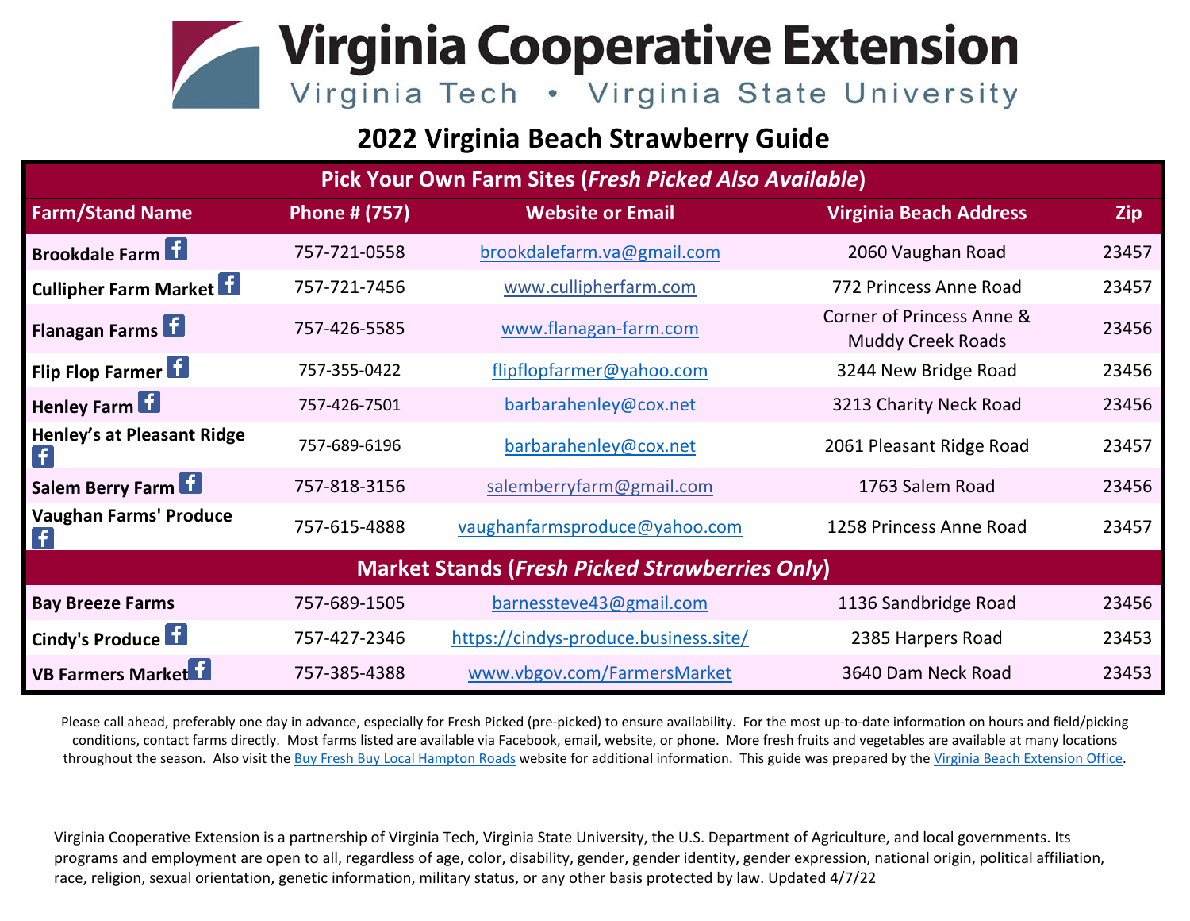# Virginia Cooperative Extension

Virginia Tech • Virginia State University

## 2022 Virginia Beach Strawberry Guide

| Farm/Stand Name | Phone # (757) | Website or Email | Virginia Beach Address | Zip |
|---|---|---|---|---|
| **Pick Your Own Farm Sites (*Fresh Picked Also Available*)** | | | | |
| **Brookdale Farm** | 757-721-0558 | brookdalefarm.va@gmail.com | 2060 Vaughan Road | 23457 |
| **Cullipher Farm Market** | 757-721-7456 | www.cullipherfarm.com | 772 Princess Anne Road | 23457 |
| **Flanagan Farms** | 757-426-5585 | www.flanagan-farm.com | Corner of Princess Anne & Muddy Creek Roads | 23456 |
| **Flip Flop Farmer** | 757-355-0422 | flipflopfarmer@yahoo.com | 3244 New Bridge Road | 23456 |
| **Henley Farm** | 757-426-7501 | barbarahenley@cox.net | 3213 Charity Neck Road | 23456 |
| **Henley's at Pleasant Ridge** | 757-689-6196 | barbarahenley@cox.net | 2061 Pleasant Ridge Road | 23457 |
| **Salem Berry Farm** | 757-818-3156 | salemberryfarm@gmail.com | 1763 Salem Road | 23456 |
| **Vaughan Farms' Produce** | 757-615-4888 | vaughanfarmsproduce@yahoo.com | 1258 Princess Anne Road | 23457 |
| **Market Stands (*Fresh Picked Strawberries Only*)** | | | | |
| **Bay Breeze Farms** | 757-689-1505 | barnessteve43@gmail.com | 1136 Sandbridge Road | 23456 |
| **Cindy's Produce** | 757-427-2346 | https://cindys-produce.business.site/ | 2385 Harpers Road | 23453 |
| **VB Farmers Market** | 757-385-4388 | www.vbgov.com/FarmersMarket | 3640 Dam Neck Road | 23453 |

Please call ahead, preferably one day in advance, especially for Fresh Picked (pre-picked) to ensure availability. For the most up-to-date information on hours and field/picking conditions, contact farms directly. Most farms listed are available via Facebook, email, website, or phone. More fresh fruits and vegetables are available at many locations throughout the season. Also visit the Buy Fresh Buy Local Hampton Roads website for additional information. This guide was prepared by the Virginia Beach Extension Office.

Virginia Cooperative Extension is a partnership of Virginia Tech, Virginia State University, the U.S. Department of Agriculture, and local governments. Its programs and employment are open to all, regardless of age, color, disability, gender, gender identity, gender expression, national origin, political affiliation, race, religion, sexual orientation, genetic information, military status, or any other basis protected by law. Updated 4/7/22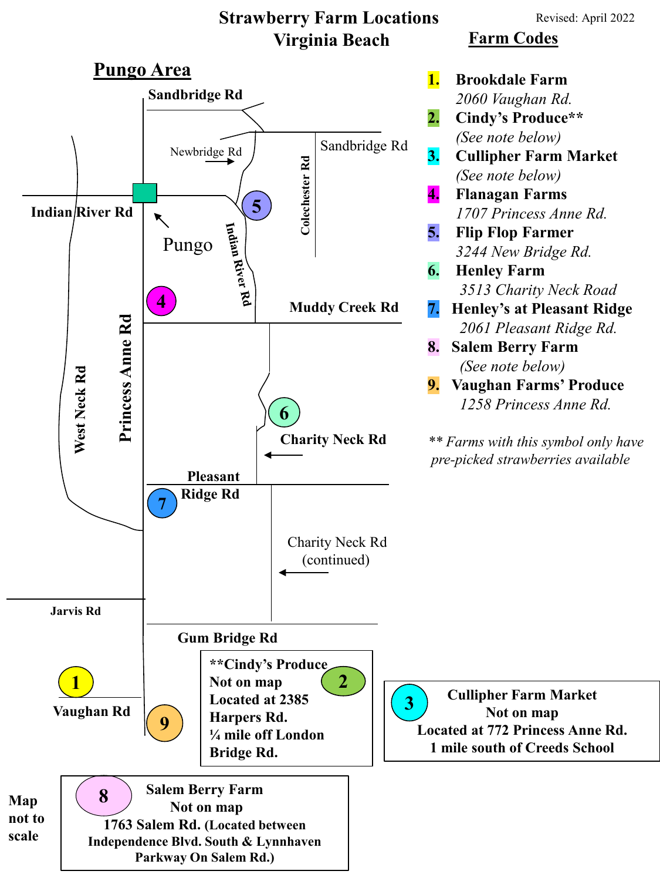# Strawberry Farm Locations
## Virginia Beach

Revised: April 2022

## Pungo Area

Sandbridge Rd

Newbridge Rd

Sandbridge Rd

Colechester Rd

Indian River Rd

Pungo

Indian River Rd

Muddy Creek Rd

West Neck Rd

Princess Anne Rd

Charity Neck Rd

Pleasant Ridge Rd

Charity Neck Rd (continued)

Jarvis Rd

Gum Bridge Rd

Vaughan Rd

**Cindy's Produce
Not on map
Located at 2385 Harpers Rd.
¼ mile off London Bridge Rd.**

**Cullipher Farm Market
Not on map
Located at 772 Princess Anne Rd.
1 mile south of Creeds School**

**Salem Berry Farm
Not on map
1763 Salem Rd. (Located between Independence Blvd. South & Lynnhaven Parkway On Salem Rd.)**

**Map not to scale**

## Farm Codes

1. **Brookdale Farm**
   *2060 Vaughan Rd.*
2. **Cindy's Produce****
   *(See note below)*
3. **Cullipher Farm Market**
   *(See note below)*
4. **Flanagan Farms**
   *1707 Princess Anne Rd.*
5. **Flip Flop Farmer**
   *3244 New Bridge Rd.*
6. **Henley Farm**
   *3513 Charity Neck Road*
7. **Henley's at Pleasant Ridge**
   *2061 Pleasant Ridge Rd.*
8. **Salem Berry Farm**
   *(See note below)*
9. **Vaughan Farms' Produce**
   *1258 Princess Anne Rd.*

*\*\* Farms with this symbol only have pre-picked strawberries available*